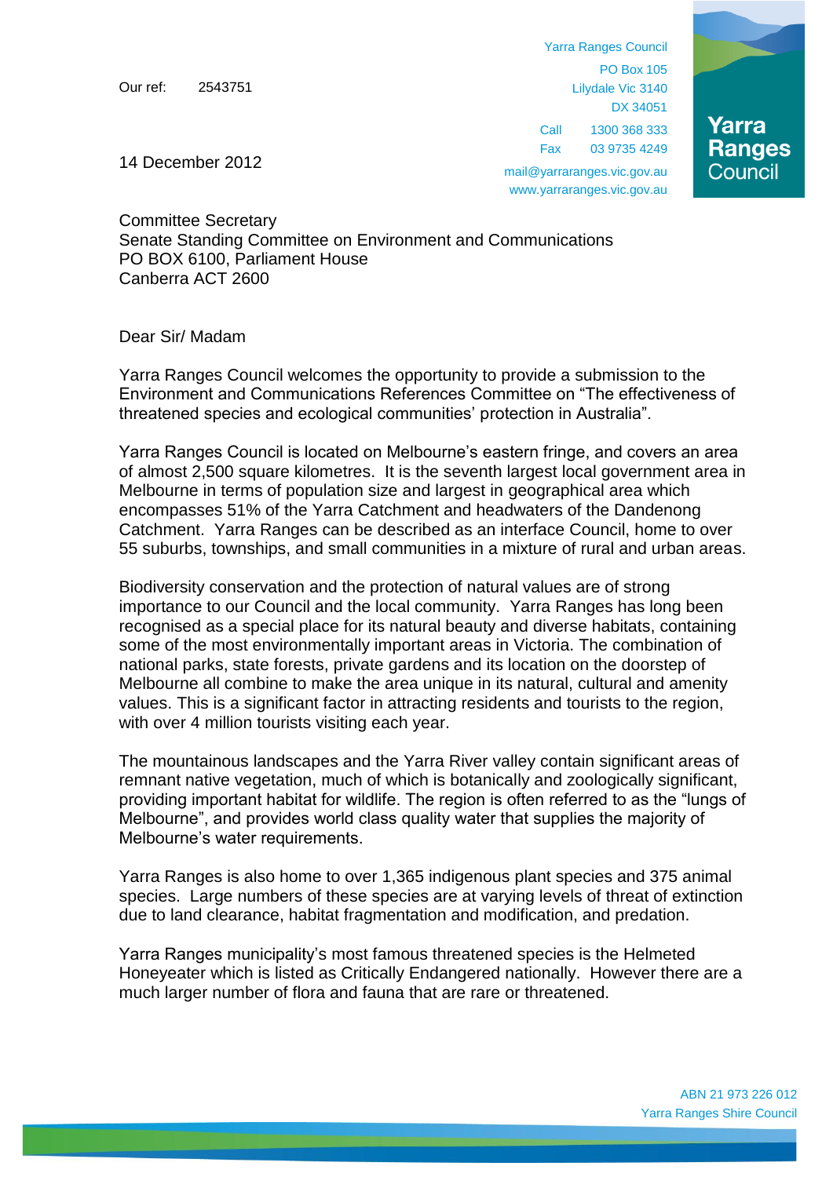Our ref: 2543751

Yarra Ranges Council
PO Box 105
Lilydale Vic 3140
DX 34051

Call 1300 368 333
Fax 03 9735 4249
mail@yarraranges.vic.gov.au
www.yarraranges.vic.gov.au

14 December 2012

Committee Secretary
Senate Standing Committee on Environment and Communications
PO BOX 6100, Parliament House
Canberra ACT 2600

Dear Sir/ Madam

Yarra Ranges Council welcomes the opportunity to provide a submission to the Environment and Communications References Committee on "The effectiveness of threatened species and ecological communities' protection in Australia".

Yarra Ranges Council is located on Melbourne's eastern fringe, and covers an area of almost 2,500 square kilometres. It is the seventh largest local government area in Melbourne in terms of population size and largest in geographical area which encompasses 51% of the Yarra Catchment and headwaters of the Dandenong Catchment. Yarra Ranges can be described as an interface Council, home to over 55 suburbs, townships, and small communities in a mixture of rural and urban areas.

Biodiversity conservation and the protection of natural values are of strong importance to our Council and the local community. Yarra Ranges has long been recognised as a special place for its natural beauty and diverse habitats, containing some of the most environmentally important areas in Victoria. The combination of national parks, state forests, private gardens and its location on the doorstep of Melbourne all combine to make the area unique in its natural, cultural and amenity values. This is a significant factor in attracting residents and tourists to the region, with over 4 million tourists visiting each year.

The mountainous landscapes and the Yarra River valley contain significant areas of remnant native vegetation, much of which is botanically and zoologically significant, providing important habitat for wildlife. The region is often referred to as the "lungs of Melbourne", and provides world class quality water that supplies the majority of Melbourne's water requirements.

Yarra Ranges is also home to over 1,365 indigenous plant species and 375 animal species. Large numbers of these species are at varying levels of threat of extinction due to land clearance, habitat fragmentation and modification, and predation.

Yarra Ranges municipality's most famous threatened species is the Helmeted Honeyeater which is listed as Critically Endangered nationally. However there are a much larger number of flora and fauna that are rare or threatened.

ABN 21 973 226 012
Yarra Ranges Shire Council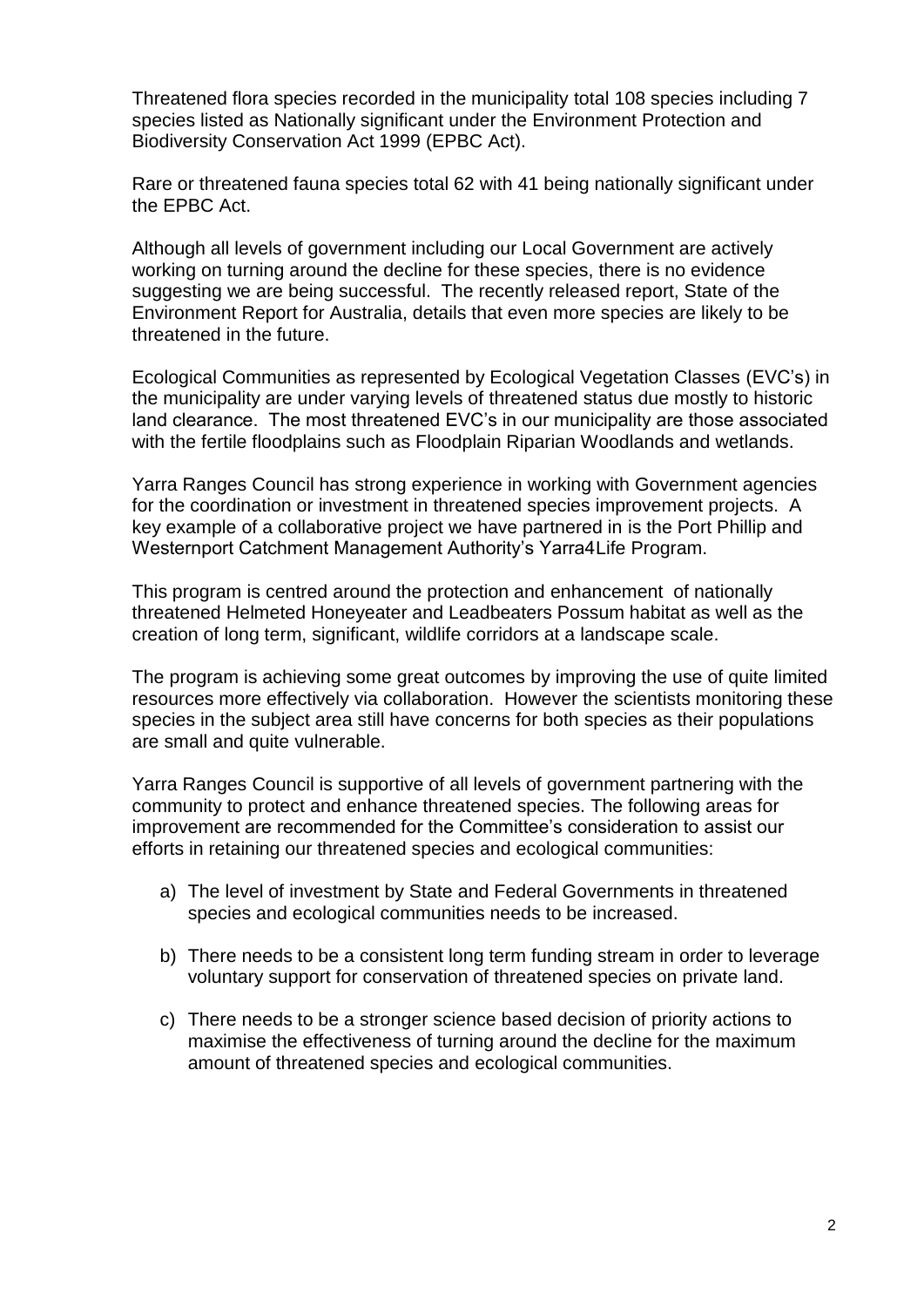Threatened flora species recorded in the municipality total 108 species including 7 species listed as Nationally significant under the Environment Protection and Biodiversity Conservation Act 1999 (EPBC Act).

Rare or threatened fauna species total 62 with 41 being nationally significant under the EPBC Act.

Although all levels of government including our Local Government are actively working on turning around the decline for these species, there is no evidence suggesting we are being successful. The recently released report, State of the Environment Report for Australia, details that even more species are likely to be threatened in the future.

Ecological Communities as represented by Ecological Vegetation Classes (EVC's) in the municipality are under varying levels of threatened status due mostly to historic land clearance. The most threatened EVC's in our municipality are those associated with the fertile floodplains such as Floodplain Riparian Woodlands and wetlands.

Yarra Ranges Council has strong experience in working with Government agencies for the coordination or investment in threatened species improvement projects. A key example of a collaborative project we have partnered in is the Port Phillip and Westernport Catchment Management Authority's Yarra4Life Program.

This program is centred around the protection and enhancement of nationally threatened Helmeted Honeyeater and Leadbeaters Possum habitat as well as the creation of long term, significant, wildlife corridors at a landscape scale.

The program is achieving some great outcomes by improving the use of quite limited resources more effectively via collaboration. However the scientists monitoring these species in the subject area still have concerns for both species as their populations are small and quite vulnerable.

Yarra Ranges Council is supportive of all levels of government partnering with the community to protect and enhance threatened species. The following areas for improvement are recommended for the Committee's consideration to assist our efforts in retaining our threatened species and ecological communities:

a) The level of investment by State and Federal Governments in threatened species and ecological communities needs to be increased.

b) There needs to be a consistent long term funding stream in order to leverage voluntary support for conservation of threatened species on private land.

c) There needs to be a stronger science based decision of priority actions to maximise the effectiveness of turning around the decline for the maximum amount of threatened species and ecological communities.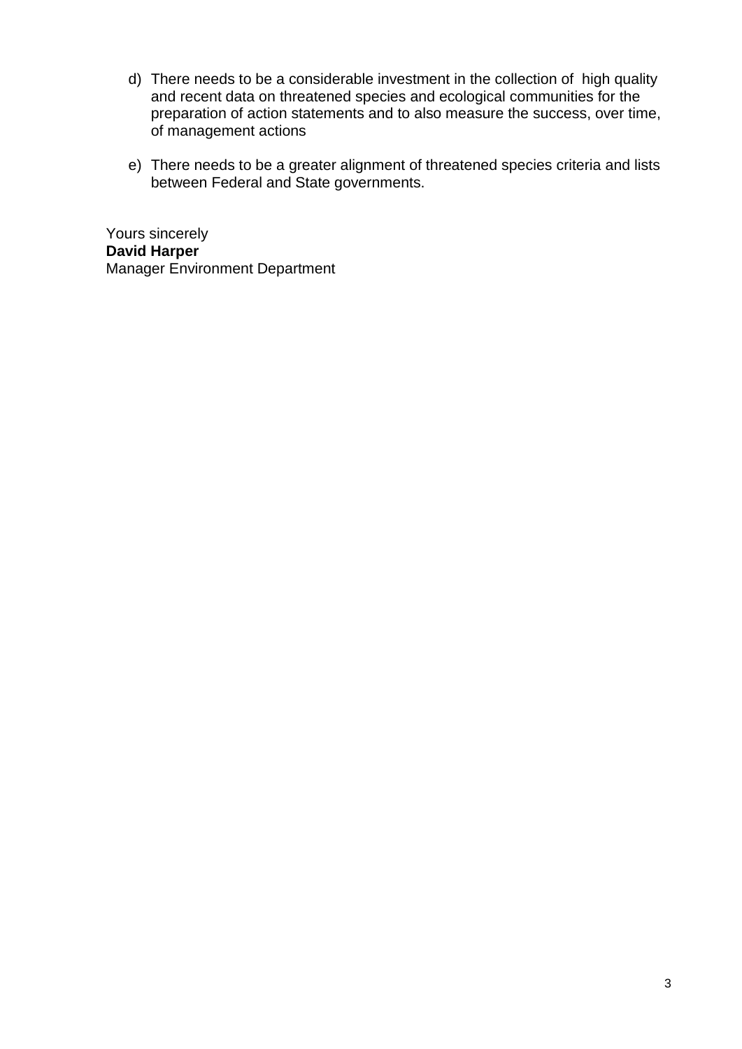d) There needs to be a considerable investment in the collection of high quality and recent data on threatened species and ecological communities for the preparation of action statements and to also measure the success, over time, of management actions

e) There needs to be a greater alignment of threatened species criteria and lists between Federal and State governments.

Yours sincerely
**David Harper**
Manager Environment Department